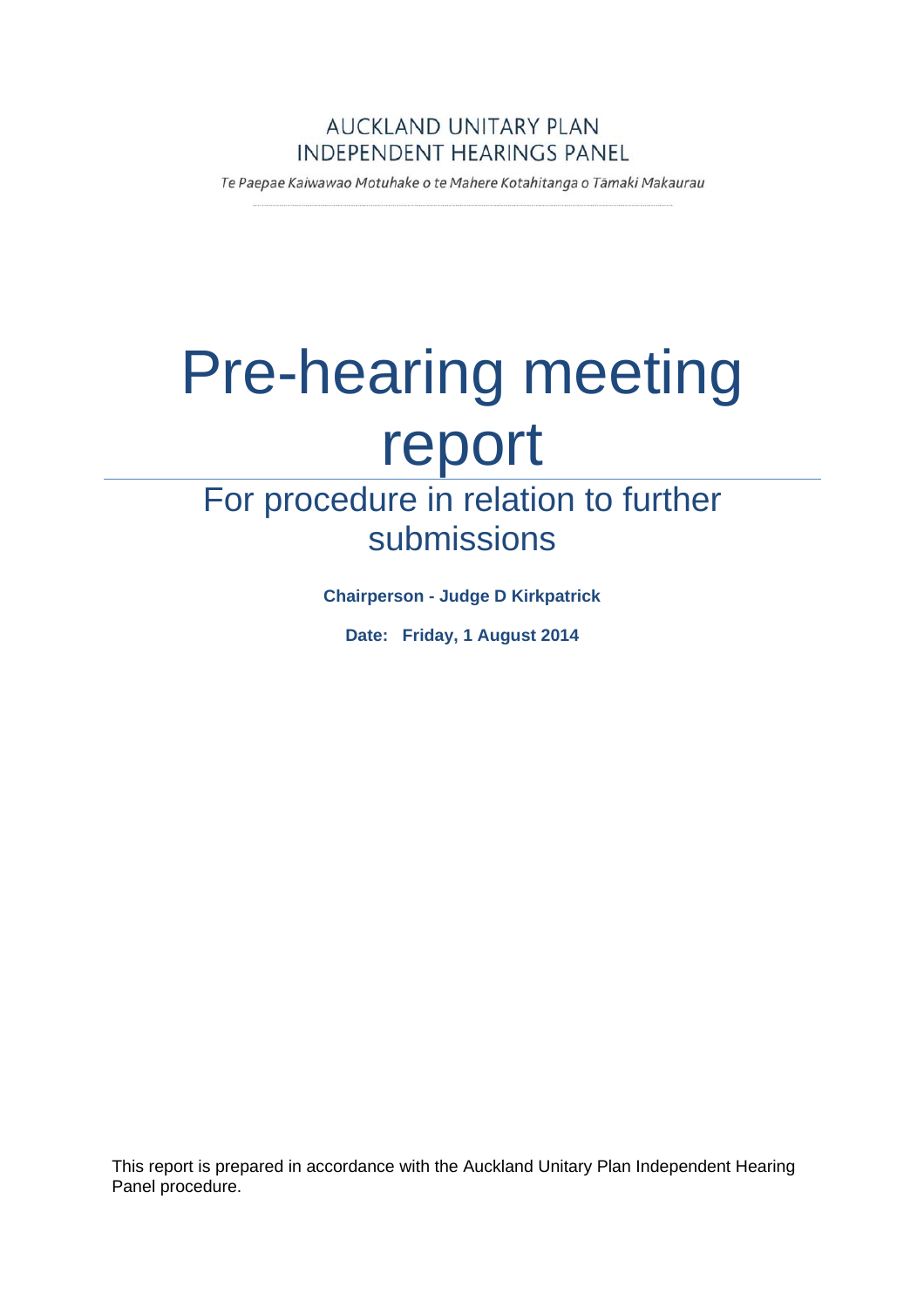AUCKLAND UNITARY PLAN
INDEPENDENT HEARINGS PANEL

*Te Paepae Kaiwawao Motuhake o te Mahere Kotahitanga o Tāmaki Makaurau*

# Pre-hearing meeting report

## For procedure in relation to further submissions

**Chairperson - Judge D Kirkpatrick**

**Date: Friday, 1 August 2014**

This report is prepared in accordance with the Auckland Unitary Plan Independent Hearing Panel procedure.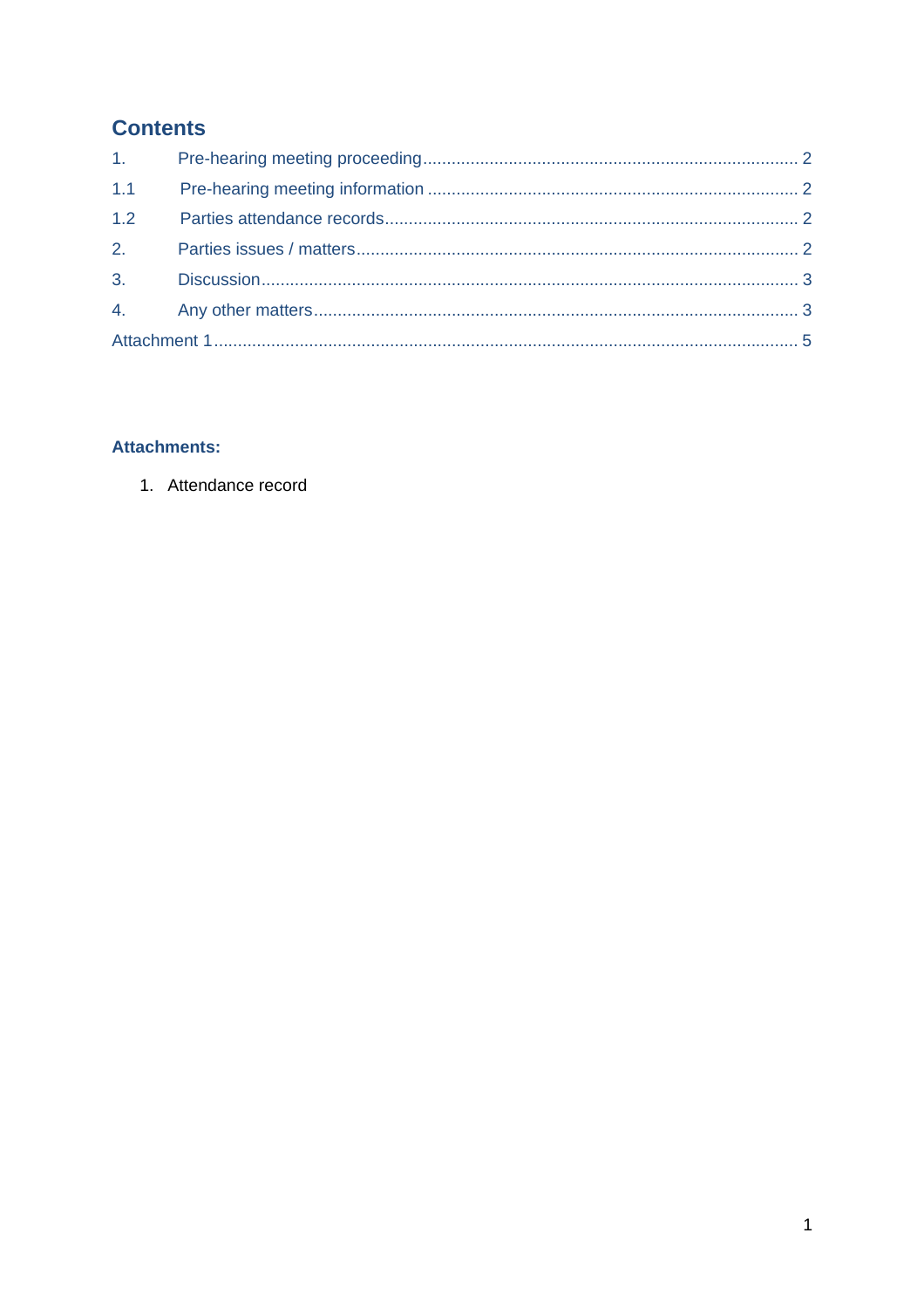## Contents

1. Pre-hearing meeting proceeding .......... 2
1.1 Pre-hearing meeting information .......... 2
1.2 Parties attendance records .......... 2
2. Parties issues / matters .......... 2
3. Discussion .......... 3
4. Any other matters .......... 3
Attachment 1 .......... 5

### Attachments:

1. Attendance record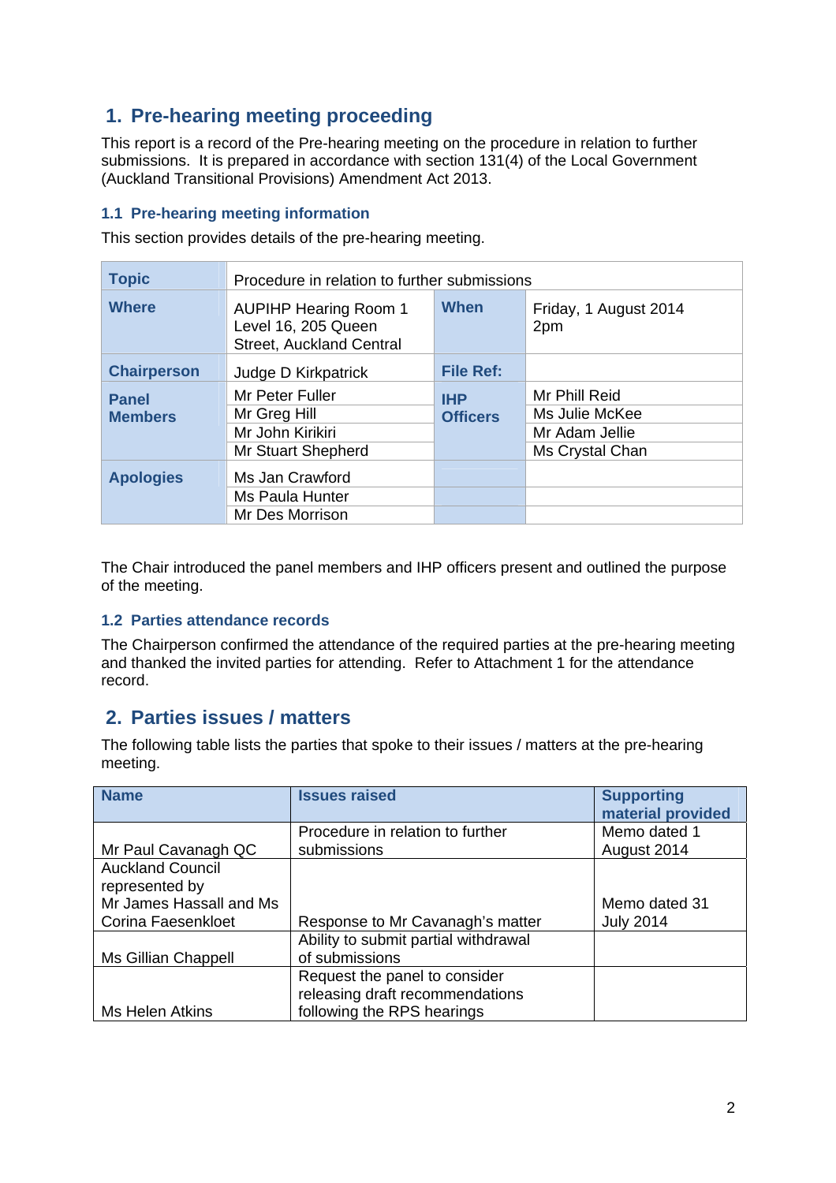## 1. Pre-hearing meeting proceeding

This report is a record of the Pre-hearing meeting on the procedure in relation to further submissions. It is prepared in accordance with section 131(4) of the Local Government (Auckland Transitional Provisions) Amendment Act 2013.

### 1.1 Pre-hearing meeting information

This section provides details of the pre-hearing meeting.

| **Topic** | Procedure in relation to further submissions | | |
|---|---|---|---|
| **Where** | AUPIHP Hearing Room 1 Level 16, 205 Queen Street, Auckland Central | **When** | Friday, 1 August 2014 2pm |
| **Chairperson** | Judge D Kirkpatrick | **File Ref:** | |
| **Panel Members** | Mr Peter Fuller | **IHP Officers** | Mr Phill Reid |
| | Mr Greg Hill | | Ms Julie McKee |
| | Mr John Kirikiri | | Mr Adam Jellie |
| | Mr Stuart Shepherd | | Ms Crystal Chan |
| **Apologies** | Ms Jan Crawford | | |
| | Ms Paula Hunter | | |
| | Mr Des Morrison | | |

The Chair introduced the panel members and IHP officers present and outlined the purpose of the meeting.

### 1.2 Parties attendance records

The Chairperson confirmed the attendance of the required parties at the pre-hearing meeting and thanked the invited parties for attending. Refer to Attachment 1 for the attendance record.

## 2. Parties issues / matters

The following table lists the parties that spoke to their issues / matters at the pre-hearing meeting.

| Name | Issues raised | Supporting material provided |
|---|---|---|
| Mr Paul Cavanagh QC | Procedure in relation to further submissions | Memo dated 1 August 2014 |
| Auckland Council represented by Mr James Hassall and Ms Corina Faesenkloet | Response to Mr Cavanagh's matter | Memo dated 31 July 2014 |
| Ms Gillian Chappell | Ability to submit partial withdrawal of submissions | |
| Ms Helen Atkins | Request the panel to consider releasing draft recommendations following the RPS hearings | |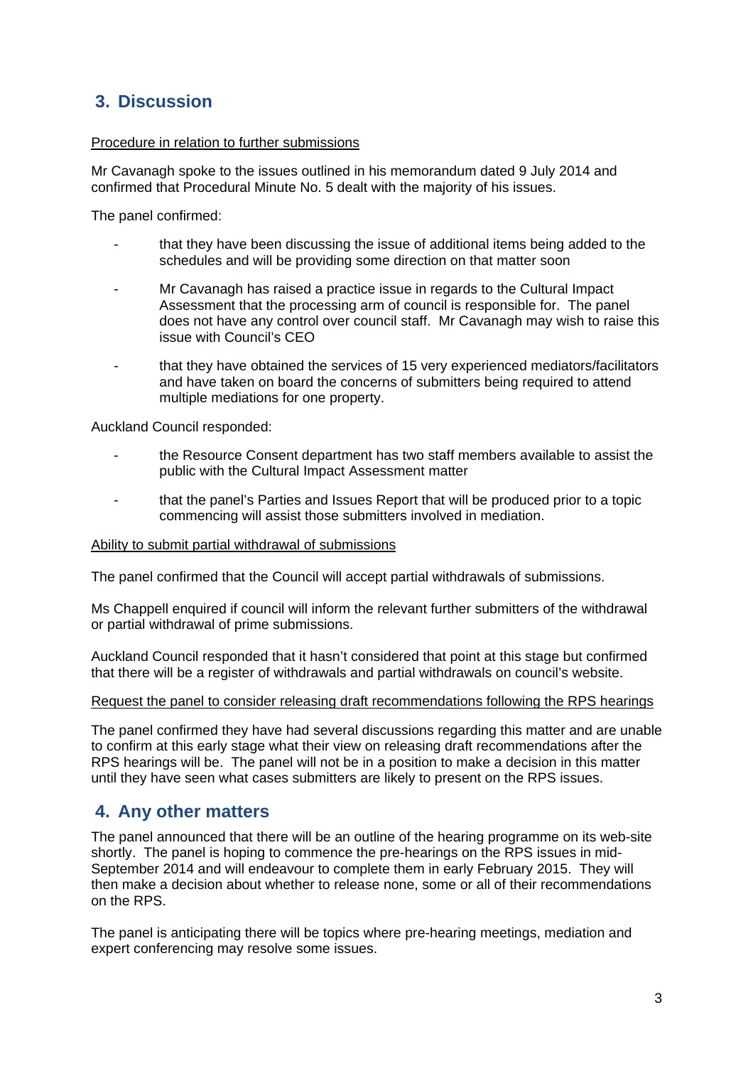## 3. Discussion

Procedure in relation to further submissions

Mr Cavanagh spoke to the issues outlined in his memorandum dated 9 July 2014 and confirmed that Procedural Minute No. 5 dealt with the majority of his issues.

The panel confirmed:

- that they have been discussing the issue of additional items being added to the schedules and will be providing some direction on that matter soon
- Mr Cavanagh has raised a practice issue in regards to the Cultural Impact Assessment that the processing arm of council is responsible for. The panel does not have any control over council staff. Mr Cavanagh may wish to raise this issue with Council's CEO
- that they have obtained the services of 15 very experienced mediators/facilitators and have taken on board the concerns of submitters being required to attend multiple mediations for one property.

Auckland Council responded:

- the Resource Consent department has two staff members available to assist the public with the Cultural Impact Assessment matter
- that the panel's Parties and Issues Report that will be produced prior to a topic commencing will assist those submitters involved in mediation.

Ability to submit partial withdrawal of submissions

The panel confirmed that the Council will accept partial withdrawals of submissions.

Ms Chappell enquired if council will inform the relevant further submitters of the withdrawal or partial withdrawal of prime submissions.

Auckland Council responded that it hasn't considered that point at this stage but confirmed that there will be a register of withdrawals and partial withdrawals on council's website.

Request the panel to consider releasing draft recommendations following the RPS hearings

The panel confirmed they have had several discussions regarding this matter and are unable to confirm at this early stage what their view on releasing draft recommendations after the RPS hearings will be. The panel will not be in a position to make a decision in this matter until they have seen what cases submitters are likely to present on the RPS issues.

## 4. Any other matters

The panel announced that there will be an outline of the hearing programme on its web-site shortly. The panel is hoping to commence the pre-hearings on the RPS issues in mid-September 2014 and will endeavour to complete them in early February 2015. They will then make a decision about whether to release none, some or all of their recommendations on the RPS.

The panel is anticipating there will be topics where pre-hearing meetings, mediation and expert conferencing may resolve some issues.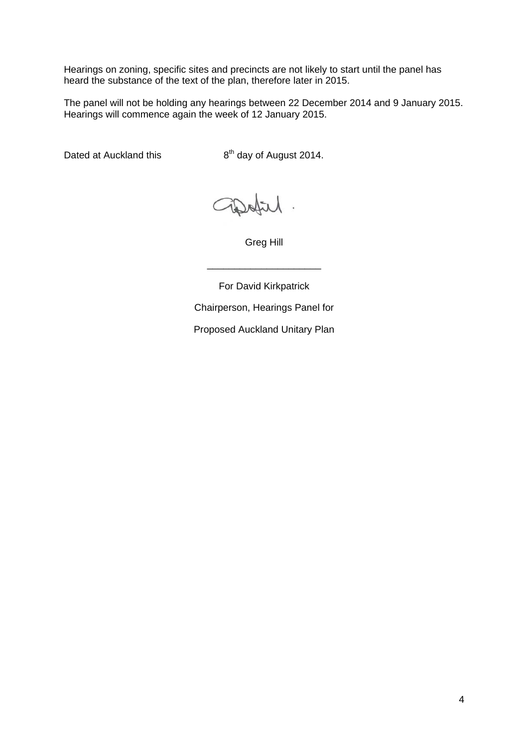Hearings on zoning, specific sites and precincts are not likely to start until the panel has heard the substance of the text of the plan, therefore later in 2015.

The panel will not be holding any hearings between 22 December 2014 and 9 January 2015. Hearings will commence again the week of 12 January 2015.

Dated at Auckland this 8th day of August 2014.

Greg Hill

\_\_\_\_\_\_\_\_\_\_\_\_\_\_\_\_\_\_\_\_\_\_

For David Kirkpatrick

Chairperson, Hearings Panel for

Proposed Auckland Unitary Plan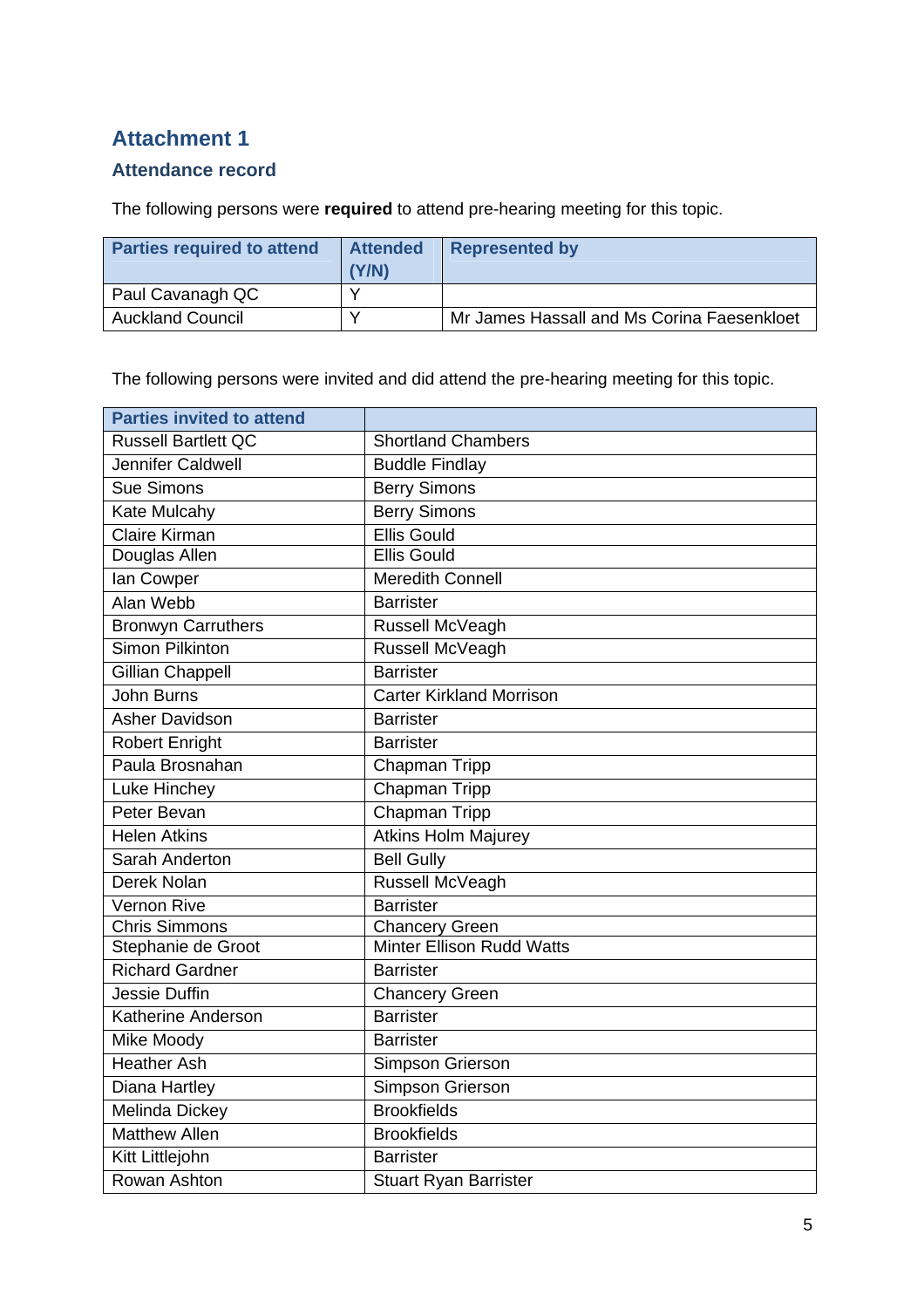# Attachment 1

## Attendance record

The following persons were **required** to attend pre-hearing meeting for this topic.

| Parties required to attend | Attended (Y/N) | Represented by |
|---|---|---|
| Paul Cavanagh QC | Y | |
| Auckland Council | Y | Mr James Hassall and Ms Corina Faesenkloet |

The following persons were invited and did attend the pre-hearing meeting for this topic.

| Parties invited to attend | |
|---|---|
| Russell Bartlett QC | Shortland Chambers |
| Jennifer Caldwell | Buddle Findlay |
| Sue Simons | Berry Simons |
| Kate Mulcahy | Berry Simons |
| Claire Kirman | Ellis Gould |
| Douglas Allen | Ellis Gould |
| Ian Cowper | Meredith Connell |
| Alan Webb | Barrister |
| Bronwyn Carruthers | Russell McVeagh |
| Simon Pilkinton | Russell McVeagh |
| Gillian Chappell | Barrister |
| John Burns | Carter Kirkland Morrison |
| Asher Davidson | Barrister |
| Robert Enright | Barrister |
| Paula Brosnahan | Chapman Tripp |
| Luke Hinchey | Chapman Tripp |
| Peter Bevan | Chapman Tripp |
| Helen Atkins | Atkins Holm Majurey |
| Sarah Anderton | Bell Gully |
| Derek Nolan | Russell McVeagh |
| Vernon Rive | Barrister |
| Chris Simmons | Chancery Green |
| Stephanie de Groot | Minter Ellison Rudd Watts |
| Richard Gardner | Barrister |
| Jessie Duffin | Chancery Green |
| Katherine Anderson | Barrister |
| Mike Moody | Barrister |
| Heather Ash | Simpson Grierson |
| Diana Hartley | Simpson Grierson |
| Melinda Dickey | Brookfields |
| Matthew Allen | Brookfields |
| Kitt Littlejohn | Barrister |
| Rowan Ashton | Stuart Ryan Barrister |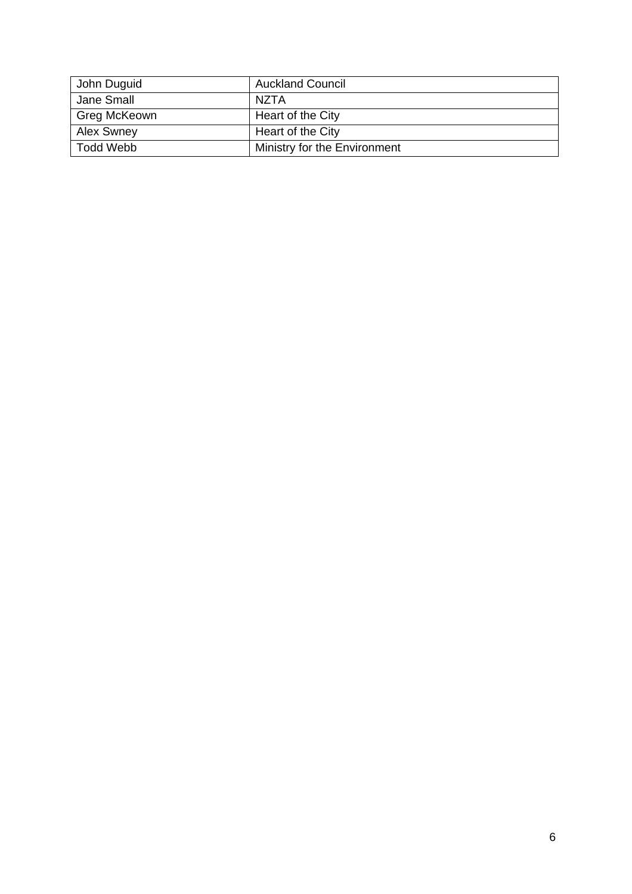| | |
|---|---|
| John Duguid | Auckland Council |
| Jane Small | NZTA |
| Greg McKeown | Heart of the City |
| Alex Swney | Heart of the City |
| Todd Webb | Ministry for the Environment |